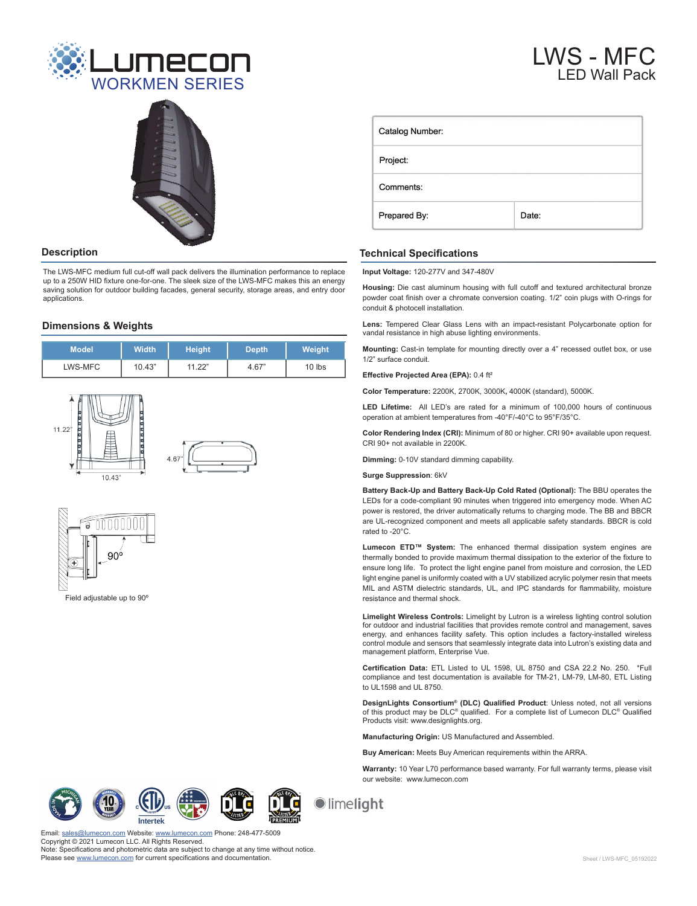# Lumecon WORKMEN SERIES

# LWS - MFC
## LED Wall Pack

| Catalog Number: | |
|---|---|
| Project: | |
| Comments: | |
| Prepared By: | Date: |

## Description

The LWS-MFC medium full cut-off wall pack delivers the illumination performance to replace up to a 250W HID fixture one-for-one. The sleek size of the LWS-MFC makes this an energy saving solution for outdoor building facades, general security, storage areas, and entry door applications.

## Dimensions & Weights

| Model | Width | Height | Depth | Weight |
|---|---|---|---|---|
| LWS-MFC | 10.43" | 11.22" | 4.67" | 10 lbs |

11.22"

10.43"

4.67"

90º

Field adjustable up to 90º

## Technical Specifications

**Input Voltage:** 120-277V and 347-480V

**Housing:** Die cast aluminum housing with full cutoff and textured architectural bronze powder coat finish over a chromate conversion coating. 1/2" coin plugs with O-rings for conduit & photocell installation.

**Lens:** Tempered Clear Glass Lens with an impact-resistant Polycarbonate option for vandal resistance in high abuse lighting environments.

**Mounting:** Cast-in template for mounting directly over a 4" recessed outlet box, or use 1/2" surface conduit.

**Effective Projected Area (EPA):** 0.4 ft²

**Color Temperature:** 2200K, 2700K, 3000K**,** 4000K (standard), 5000K.

**LED Lifetime:** All LED's are rated for a minimum of 100,000 hours of continuous operation at ambient temperatures from -40°F/-40°C to 95°F/35°C.

**Color Rendering Index (CRI):** Minimum of 80 or higher. CRI 90+ available upon request. CRI 90+ not available in 2200K.

**Dimming:** 0-10V standard dimming capability.

**Surge Suppression**: 6kV

**Battery Back-Up and Battery Back-Up Cold Rated (Optional):** The BBU operates the LEDs for a code-compliant 90 minutes when triggered into emergency mode. When AC power is restored, the driver automatically returns to charging mode. The BB and BBCR are UL-recognized component and meets all applicable safety standards. BBCR is cold rated to -20°C.

**Lumecon ETD™ System:** The enhanced thermal dissipation system engines are thermally bonded to provide maximum thermal dissipation to the exterior of the fixture to ensure long life. To protect the light engine panel from moisture and corrosion, the LED light engine panel is uniformly coated with a UV stabilized acrylic polymer resin that meets MIL and ASTM dielectric standards, UL, and IPC standards for flammability, moisture resistance and thermal shock.

**Limelight Wireless Controls:** Limelight by Lutron is a wireless lighting control solution for outdoor and industrial facilities that provides remote control and management, saves energy, and enhances facility safety. This option includes a factory-installed wireless control module and sensors that seamlessly integrate data into Lutron's existing data and management platform, Enterprise Vue.

**Certification Data:** ETL Listed to UL 1598, UL 8750 and CSA 22.2 No. 250. *Full compliance and test documentation is available for TM-21, LM-79, LM-80, ETL Listing to UL1598 and UL 8750.

**DesignLights Consortium® (DLC) Qualified Product**: Unless noted, not all versions of this product may be DLC® qualified. For a complete list of Lumecon DLC® Qualified Products visit: www.designlights.org.

**Manufacturing Origin:** US Manufactured and Assembled.

**Buy American:** Meets Buy American requirements within the ARRA.

**Warranty:** 10 Year L70 performance based warranty. For full warranty terms, please visit our website: www.lumecon.com

Email: sales@lumecon.com Website: www.lumecon.com Phone: 248-477-5009
Copyright © 2021 Lumecon LLC. All Rights Reserved.
Note: Specifications and photometric data are subject to change at any time without notice.
Please see www.lumecon.com for current specifications and documentation.

Sheet / LWS-MFC_05192022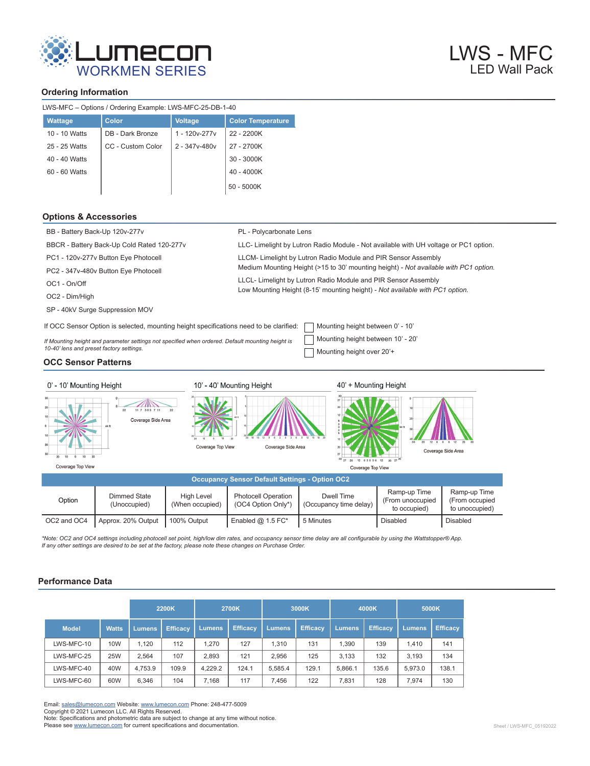# Lumecon

WORKMEN SERIES

# LWS - MFC

LED Wall Pack

## Ordering Information

LWS-MFC – Options / Ordering Example: LWS-MFC-25-DB-1-40

| Wattage | Color | Voltage | Color Temperature |
|---|---|---|---|
| 10 - 10 Watts | DB - Dark Bronze | 1 - 120v-277v | 22 - 2200K |
| 25 - 25 Watts | CC - Custom Color | 2 - 347v-480v | 27 - 2700K |
| 40 - 40 Watts | | | 30 - 3000K |
| 60 - 60 Watts | | | 40 - 4000K |
| | | | 50 - 5000K |

## Options & Accessories

- BB - Battery Back-Up 120v-277v
- BBCR - Battery Back-Up Cold Rated 120-277v
- PC1 - 120v-277v Button Eye Photocell
- PC2 - 347v-480v Button Eye Photocell
- OC1 - On/Off
- OC2 - Dim/High
- SP - 40kV Surge Suppression MOV
- PL - Polycarbonate Lens
- LLC- Limelight by Lutron Radio Module - Not available with UH voltage or PC1 option.
- LLCM- Limelight by Lutron Radio Module and PIR Sensor Assembly
  Medium Mounting Height (>15 to 30' mounting height) - *Not available with PC1 option.*
- LLCL- Limelight by Lutron Radio Module and PIR Sensor Assembly
  Low Mounting Height (8-15' mounting height) - *Not available with PC1 option.*

If OCC Sensor Option is selected, mounting height specifications need to be clarified:

- ☐ Mounting height between 0' - 10'
- ☐ Mounting height between 10' - 20'
- ☐ Mounting height over 20'+

*If Mounting height and parameter settings not specified when ordered. Default mounting height is 10-40' lens and preset factory settings.*

## OCC Sensor Patterns

0' - 10' Mounting Height

Coverage Top View

Coverage Side Area

10' - 40' Mounting Height

Coverage Top View

Coverage Side Area

40' + Mounting Height

Coverage Top View

Coverage Side Area

| Occupancy Sensor Default Settings - Option OC2 | | | | | | |
|---|---|---|---|---|---|---|
| Option | Dimmed State (Unoccupied) | High Level (When occupied) | Photocell Operation (OC4 Option Only*) | Dwell Time (Occupancy time delay) | Ramp-up Time (From unoccupied to occupied) | Ramp-up Time (From occupied to unoccupied) |
| OC2 and OC4 | Approx. 20% Output | 100% Output | Enabled @ 1.5 FC* | 5 Minutes | Disabled | Disabled |

*\*Note: OC2 and OC4 settings including photocell set point, high/low dim rates, and occupancy sensor time delay are all configurable by using the Wattstopper® App. If any other settings are desired to be set at the factory, please note these changes on Purchase Order.*

## Performance Data

| | | 2200K | | 2700K | | 3000K | | 4000K | | 5000K | |
|---|---|---|---|---|---|---|---|---|---|---|---|
| Model | Watts | Lumens | Efficacy | Lumens | Efficacy | Lumens | Efficacy | Lumens | Efficacy | Lumens | Efficacy |
| LWS-MFC-10 | 10W | 1,120 | 112 | 1,270 | 127 | 1,310 | 131 | 1,390 | 139 | 1,410 | 141 |
| LWS-MFC-25 | 25W | 2,564 | 107 | 2,893 | 121 | 2,956 | 125 | 3,133 | 132 | 3,193 | 134 |
| LWS-MFC-40 | 40W | 4,753.9 | 109.9 | 4,229.2 | 124.1 | 5,585.4 | 129.1 | 5,866.1 | 135.6 | 5,973.0 | 138.1 |
| LWS-MFC-60 | 60W | 6,346 | 104 | 7,168 | 117 | 7,456 | 122 | 7,831 | 128 | 7,974 | 130 |

Email: sales@lumecon.com Website: www.lumecon.com Phone: 248-477-5009
Copyright © 2021 Lumecon LLC. All Rights Reserved.
Note: Specifications and photometric data are subject to change at any time without notice.
Please see www.lumecon.com for current specifications and documentation.

Sheet / LWS-MFC_05192022